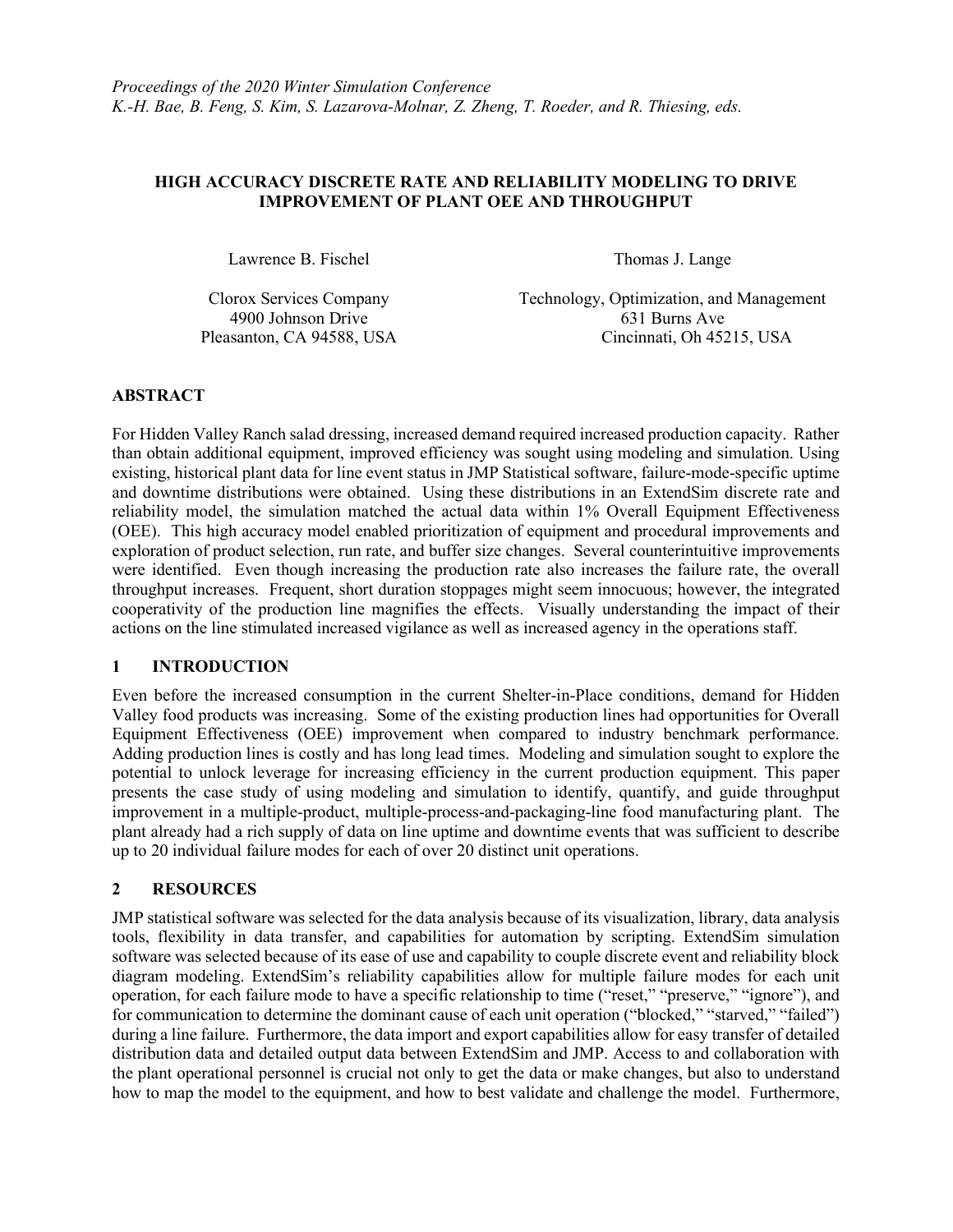*Proceedings of the 2020 Winter Simulation Conference*
*K.-H. Bae, B. Feng, S. Kim, S. Lazarova-Molnar, Z. Zheng, T. Roeder, and R. Thiesing, eds.*

# HIGH ACCURACY DISCRETE RATE AND RELIABILITY MODELING TO DRIVE IMPROVEMENT OF PLANT OEE AND THROUGHPUT

Lawrence B. Fischel

Clorox Services Company
4900 Johnson Drive
Pleasanton, CA 94588, USA

Thomas J. Lange

Technology, Optimization, and Management
631 Burns Ave
Cincinnati, Oh 45215, USA

## ABSTRACT

For Hidden Valley Ranch salad dressing, increased demand required increased production capacity. Rather than obtain additional equipment, improved efficiency was sought using modeling and simulation. Using existing, historical plant data for line event status in JMP Statistical software, failure-mode-specific uptime and downtime distributions were obtained. Using these distributions in an ExtendSim discrete rate and reliability model, the simulation matched the actual data within 1% Overall Equipment Effectiveness (OEE). This high accuracy model enabled prioritization of equipment and procedural improvements and exploration of product selection, run rate, and buffer size changes. Several counterintuitive improvements were identified. Even though increasing the production rate also increases the failure rate, the overall throughput increases. Frequent, short duration stoppages might seem innocuous; however, the integrated cooperativity of the production line magnifies the effects. Visually understanding the impact of their actions on the line stimulated increased vigilance as well as increased agency in the operations staff.

## 1 INTRODUCTION

Even before the increased consumption in the current Shelter-in-Place conditions, demand for Hidden Valley food products was increasing. Some of the existing production lines had opportunities for Overall Equipment Effectiveness (OEE) improvement when compared to industry benchmark performance. Adding production lines is costly and has long lead times. Modeling and simulation sought to explore the potential to unlock leverage for increasing efficiency in the current production equipment. This paper presents the case study of using modeling and simulation to identify, quantify, and guide throughput improvement in a multiple-product, multiple-process-and-packaging-line food manufacturing plant. The plant already had a rich supply of data on line uptime and downtime events that was sufficient to describe up to 20 individual failure modes for each of over 20 distinct unit operations.

## 2 RESOURCES

JMP statistical software was selected for the data analysis because of its visualization, library, data analysis tools, flexibility in data transfer, and capabilities for automation by scripting. ExtendSim simulation software was selected because of its ease of use and capability to couple discrete event and reliability block diagram modeling. ExtendSim's reliability capabilities allow for multiple failure modes for each unit operation, for each failure mode to have a specific relationship to time ("reset," "preserve," "ignore"), and for communication to determine the dominant cause of each unit operation ("blocked," "starved," "failed") during a line failure. Furthermore, the data import and export capabilities allow for easy transfer of detailed distribution data and detailed output data between ExtendSim and JMP. Access to and collaboration with the plant operational personnel is crucial not only to get the data or make changes, but also to understand how to map the model to the equipment, and how to best validate and challenge the model. Furthermore,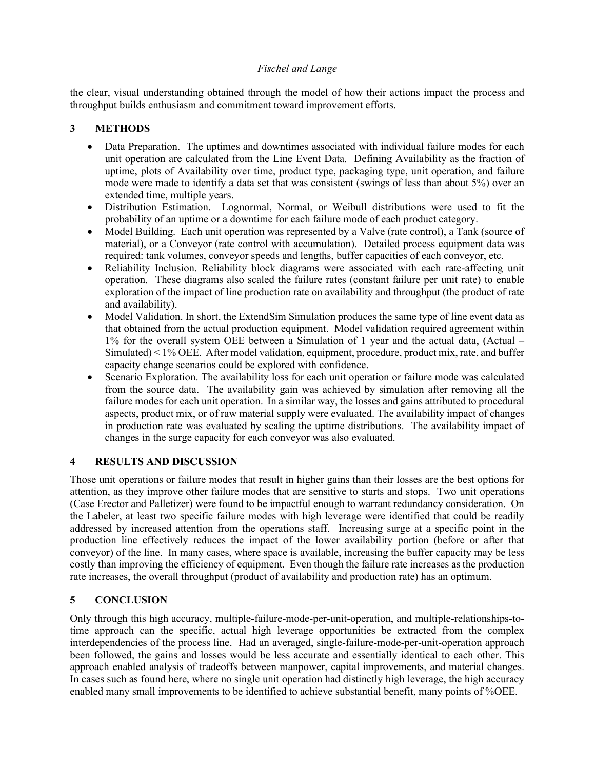the clear, visual understanding obtained through the model of how their actions impact the process and throughput builds enthusiasm and commitment toward improvement efforts.

## 3 METHODS

- Data Preparation. The uptimes and downtimes associated with individual failure modes for each unit operation are calculated from the Line Event Data. Defining Availability as the fraction of uptime, plots of Availability over time, product type, packaging type, unit operation, and failure mode were made to identify a data set that was consistent (swings of less than about 5%) over an extended time, multiple years.
- Distribution Estimation. Lognormal, Normal, or Weibull distributions were used to fit the probability of an uptime or a downtime for each failure mode of each product category.
- Model Building. Each unit operation was represented by a Valve (rate control), a Tank (source of material), or a Conveyor (rate control with accumulation). Detailed process equipment data was required: tank volumes, conveyor speeds and lengths, buffer capacities of each conveyor, etc.
- Reliability Inclusion. Reliability block diagrams were associated with each rate-affecting unit operation. These diagrams also scaled the failure rates (constant failure per unit rate) to enable exploration of the impact of line production rate on availability and throughput (the product of rate and availability).
- Model Validation. In short, the ExtendSim Simulation produces the same type of line event data as that obtained from the actual production equipment. Model validation required agreement within 1% for the overall system OEE between a Simulation of 1 year and the actual data, (Actual – Simulated) < 1% OEE. After model validation, equipment, procedure, product mix, rate, and buffer capacity change scenarios could be explored with confidence.
- Scenario Exploration. The availability loss for each unit operation or failure mode was calculated from the source data. The availability gain was achieved by simulation after removing all the failure modes for each unit operation. In a similar way, the losses and gains attributed to procedural aspects, product mix, or of raw material supply were evaluated. The availability impact of changes in production rate was evaluated by scaling the uptime distributions. The availability impact of changes in the surge capacity for each conveyor was also evaluated.

## 4 RESULTS AND DISCUSSION

Those unit operations or failure modes that result in higher gains than their losses are the best options for attention, as they improve other failure modes that are sensitive to starts and stops. Two unit operations (Case Erector and Palletizer) were found to be impactful enough to warrant redundancy consideration. On the Labeler, at least two specific failure modes with high leverage were identified that could be readily addressed by increased attention from the operations staff. Increasing surge at a specific point in the production line effectively reduces the impact of the lower availability portion (before or after that conveyor) of the line. In many cases, where space is available, increasing the buffer capacity may be less costly than improving the efficiency of equipment. Even though the failure rate increases as the production rate increases, the overall throughput (product of availability and production rate) has an optimum.

## 5 CONCLUSION

Only through this high accuracy, multiple-failure-mode-per-unit-operation, and multiple-relationships-to-time approach can the specific, actual high leverage opportunities be extracted from the complex interdependencies of the process line. Had an averaged, single-failure-mode-per-unit-operation approach been followed, the gains and losses would be less accurate and essentially identical to each other. This approach enabled analysis of tradeoffs between manpower, capital improvements, and material changes. In cases such as found here, where no single unit operation had distinctly high leverage, the high accuracy enabled many small improvements to be identified to achieve substantial benefit, many points of %OEE.